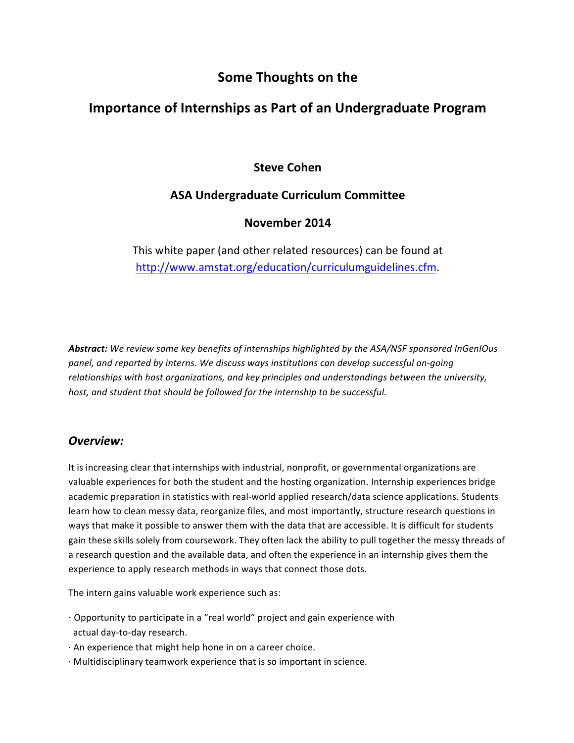# Some Thoughts on the

# Importance of Internships as Part of an Undergraduate Program

**Steve Cohen**

**ASA Undergraduate Curriculum Committee**

**November 2014**

This white paper (and other related resources) can be found at http://www.amstat.org/education/curriculumguidelines.cfm.

***Abstract:*** *We review some key benefits of internships highlighted by the ASA/NSF sponsored InGenIOus panel, and reported by interns. We discuss ways institutions can develop successful on-going relationships with host organizations, and key principles and understandings between the university, host, and student that should be followed for the internship to be successful.*

## *Overview:*

It is increasing clear that internships with industrial, nonprofit, or governmental organizations are valuable experiences for both the student and the hosting organization. Internship experiences bridge academic preparation in statistics with real-world applied research/data science applications. Students learn how to clean messy data, reorganize files, and most importantly, structure research questions in ways that make it possible to answer them with the data that are accessible. It is difficult for students gain these skills solely from coursework. They often lack the ability to pull together the messy threads of a research question and the available data, and often the experience in an internship gives them the experience to apply research methods in ways that connect those dots.

The intern gains valuable work experience such as:

- Opportunity to participate in a "real world" project and gain experience with actual day-to-day research.
- An experience that might help hone in on a career choice.
- Multidisciplinary teamwork experience that is so important in science.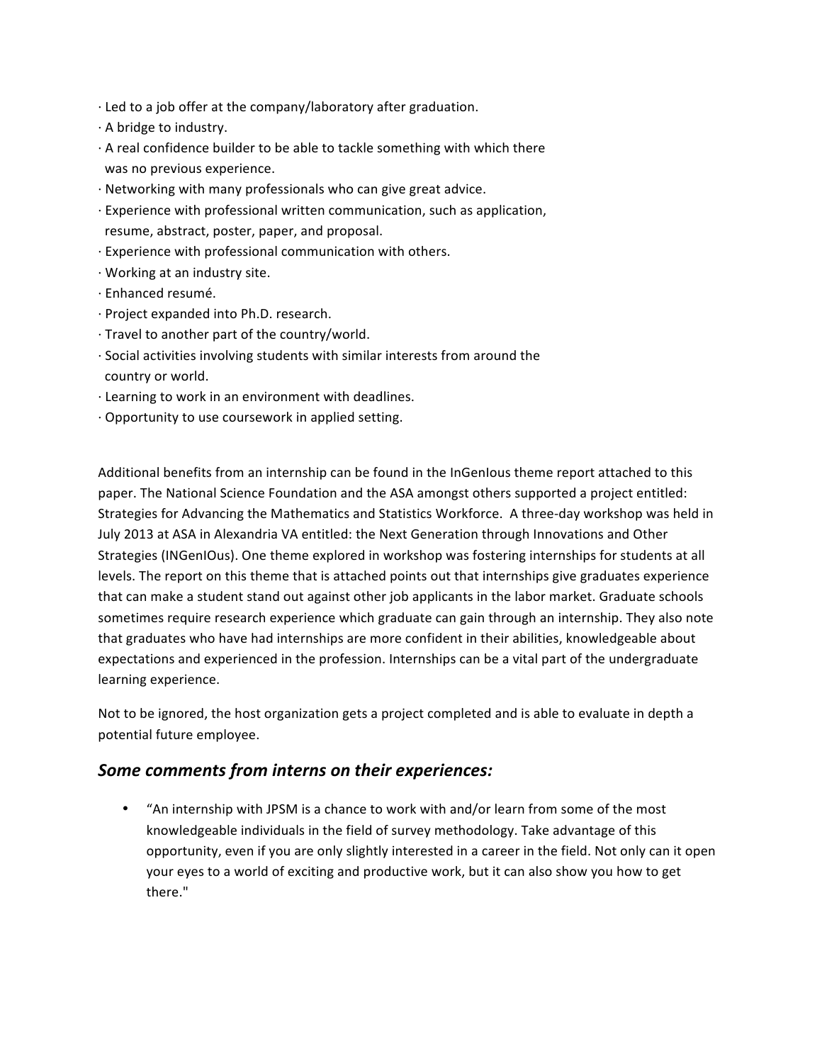· Led to a job offer at the company/laboratory after graduation.
· A bridge to industry.
· A real confidence builder to be able to tackle something with which there was no previous experience.
· Networking with many professionals who can give great advice.
· Experience with professional written communication, such as application, resume, abstract, poster, paper, and proposal.
· Experience with professional communication with others.
· Working at an industry site.
· Enhanced resumé.
· Project expanded into Ph.D. research.
· Travel to another part of the country/world.
· Social activities involving students with similar interests from around the country or world.
· Learning to work in an environment with deadlines.
· Opportunity to use coursework in applied setting.

Additional benefits from an internship can be found in the InGenIous theme report attached to this paper. The National Science Foundation and the ASA amongst others supported a project entitled: Strategies for Advancing the Mathematics and Statistics Workforce. A three-day workshop was held in July 2013 at ASA in Alexandria VA entitled: the Next Generation through Innovations and Other Strategies (INGenIOus). One theme explored in workshop was fostering internships for students at all levels. The report on this theme that is attached points out that internships give graduates experience that can make a student stand out against other job applicants in the labor market. Graduate schools sometimes require research experience which graduate can gain through an internship. They also note that graduates who have had internships are more confident in their abilities, knowledgeable about expectations and experienced in the profession. Internships can be a vital part of the undergraduate learning experience.

Not to be ignored, the host organization gets a project completed and is able to evaluate in depth a potential future employee.

## *Some comments from interns on their experiences:*

- "An internship with JPSM is a chance to work with and/or learn from some of the most knowledgeable individuals in the field of survey methodology. Take advantage of this opportunity, even if you are only slightly interested in a career in the field. Not only can it open your eyes to a world of exciting and productive work, but it can also show you how to get there."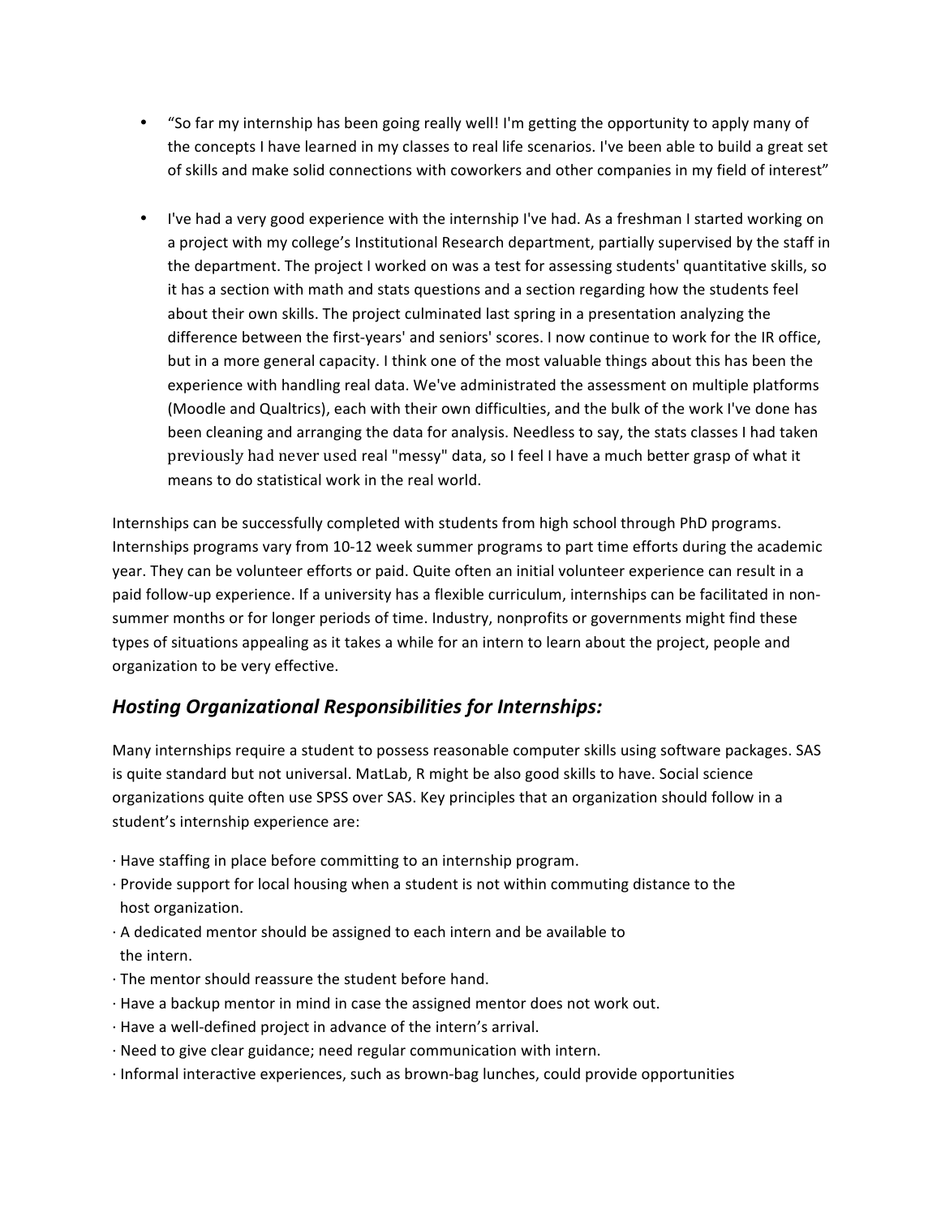- "So far my internship has been going really well! I'm getting the opportunity to apply many of the concepts I have learned in my classes to real life scenarios. I've been able to build a great set of skills and make solid connections with coworkers and other companies in my field of interest"

- I've had a very good experience with the internship I've had. As a freshman I started working on a project with my college's Institutional Research department, partially supervised by the staff in the department. The project I worked on was a test for assessing students' quantitative skills, so it has a section with math and stats questions and a section regarding how the students feel about their own skills. The project culminated last spring in a presentation analyzing the difference between the first-years' and seniors' scores. I now continue to work for the IR office, but in a more general capacity. I think one of the most valuable things about this has been the experience with handling real data. We've administrated the assessment on multiple platforms (Moodle and Qualtrics), each with their own difficulties, and the bulk of the work I've done has been cleaning and arranging the data for analysis. Needless to say, the stats classes I had taken previously had never used real "messy" data, so I feel I have a much better grasp of what it means to do statistical work in the real world.

Internships can be successfully completed with students from high school through PhD programs. Internships programs vary from 10-12 week summer programs to part time efforts during the academic year. They can be volunteer efforts or paid. Quite often an initial volunteer experience can result in a paid follow-up experience. If a university has a flexible curriculum, internships can be facilitated in non-summer months or for longer periods of time. Industry, nonprofits or governments might find these types of situations appealing as it takes a while for an intern to learn about the project, people and organization to be very effective.

## *Hosting Organizational Responsibilities for Internships:*

Many internships require a student to possess reasonable computer skills using software packages. SAS is quite standard but not universal. MatLab, R might be also good skills to have. Social science organizations quite often use SPSS over SAS. Key principles that an organization should follow in a student's internship experience are:

· Have staffing in place before committing to an internship program.
· Provide support for local housing when a student is not within commuting distance to the host organization.
· A dedicated mentor should be assigned to each intern and be available to the intern.
· The mentor should reassure the student before hand.
· Have a backup mentor in mind in case the assigned mentor does not work out.
· Have a well-defined project in advance of the intern's arrival.
· Need to give clear guidance; need regular communication with intern.
· Informal interactive experiences, such as brown-bag lunches, could provide opportunities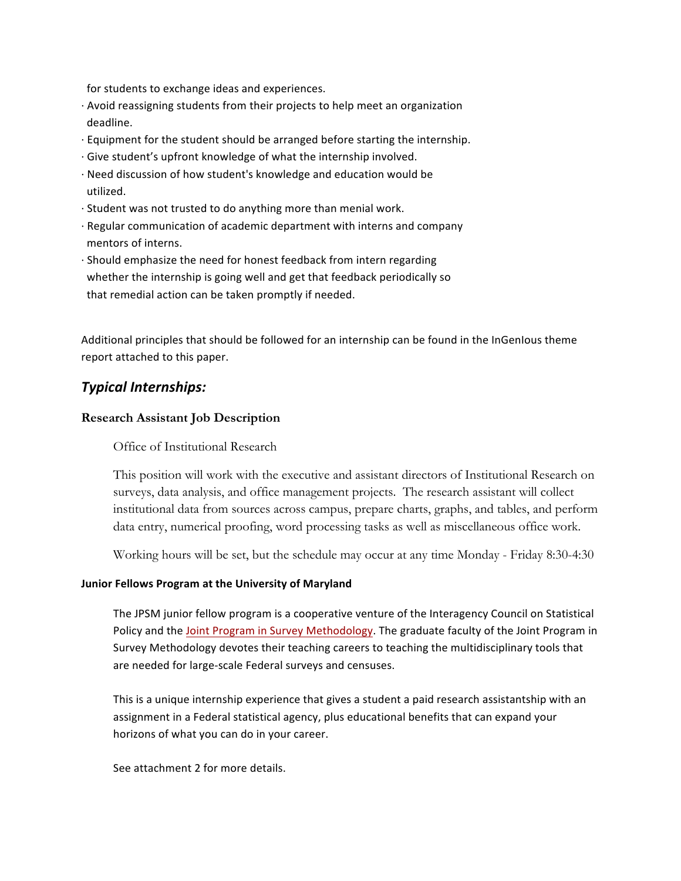for students to exchange ideas and experiences.

- Avoid reassigning students from their projects to help meet an organization deadline.
- Equipment for the student should be arranged before starting the internship.
- Give student's upfront knowledge of what the internship involved.
- Need discussion of how student's knowledge and education would be utilized.
- Student was not trusted to do anything more than menial work.
- Regular communication of academic department with interns and company mentors of interns.
- Should emphasize the need for honest feedback from intern regarding whether the internship is going well and get that feedback periodically so that remedial action can be taken promptly if needed.

Additional principles that should be followed for an internship can be found in the InGenIous theme report attached to this paper.

## *Typical Internships:*

### Research Assistant Job Description

Office of Institutional Research

This position will work with the executive and assistant directors of Institutional Research on surveys, data analysis, and office management projects. The research assistant will collect institutional data from sources across campus, prepare charts, graphs, and tables, and perform data entry, numerical proofing, word processing tasks as well as miscellaneous office work.

Working hours will be set, but the schedule may occur at any time Monday - Friday 8:30-4:30

#### Junior Fellows Program at the University of Maryland

The JPSM junior fellow program is a cooperative venture of the Interagency Council on Statistical Policy and the Joint Program in Survey Methodology. The graduate faculty of the Joint Program in Survey Methodology devotes their teaching careers to teaching the multidisciplinary tools that are needed for large-scale Federal surveys and censuses.

This is a unique internship experience that gives a student a paid research assistantship with an assignment in a Federal statistical agency, plus educational benefits that can expand your horizons of what you can do in your career.

See attachment 2 for more details.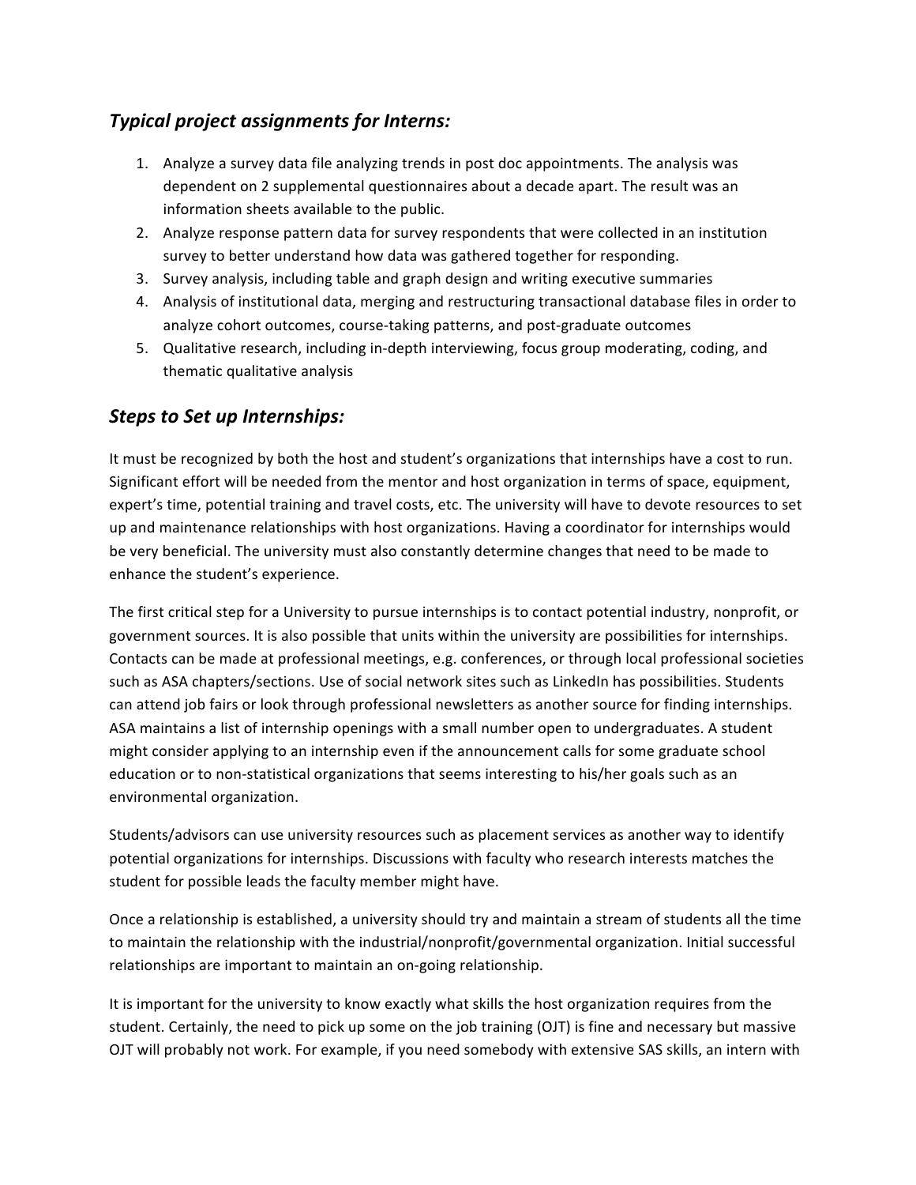## *Typical project assignments for Interns:*

1. Analyze a survey data file analyzing trends in post doc appointments. The analysis was dependent on 2 supplemental questionnaires about a decade apart. The result was an information sheets available to the public.
2. Analyze response pattern data for survey respondents that were collected in an institution survey to better understand how data was gathered together for responding.
3. Survey analysis, including table and graph design and writing executive summaries
4. Analysis of institutional data, merging and restructuring transactional database files in order to analyze cohort outcomes, course-taking patterns, and post-graduate outcomes
5. Qualitative research, including in-depth interviewing, focus group moderating, coding, and thematic qualitative analysis

## *Steps to Set up Internships:*

It must be recognized by both the host and student's organizations that internships have a cost to run. Significant effort will be needed from the mentor and host organization in terms of space, equipment, expert's time, potential training and travel costs, etc. The university will have to devote resources to set up and maintenance relationships with host organizations. Having a coordinator for internships would be very beneficial. The university must also constantly determine changes that need to be made to enhance the student's experience.

The first critical step for a University to pursue internships is to contact potential industry, nonprofit, or government sources. It is also possible that units within the university are possibilities for internships. Contacts can be made at professional meetings, e.g. conferences, or through local professional societies such as ASA chapters/sections. Use of social network sites such as LinkedIn has possibilities. Students can attend job fairs or look through professional newsletters as another source for finding internships. ASA maintains a list of internship openings with a small number open to undergraduates. A student might consider applying to an internship even if the announcement calls for some graduate school education or to non-statistical organizations that seems interesting to his/her goals such as an environmental organization.

Students/advisors can use university resources such as placement services as another way to identify potential organizations for internships. Discussions with faculty who research interests matches the student for possible leads the faculty member might have.

Once a relationship is established, a university should try and maintain a stream of students all the time to maintain the relationship with the industrial/nonprofit/governmental organization. Initial successful relationships are important to maintain an on-going relationship.

It is important for the university to know exactly what skills the host organization requires from the student. Certainly, the need to pick up some on the job training (OJT) is fine and necessary but massive OJT will probably not work. For example, if you need somebody with extensive SAS skills, an intern with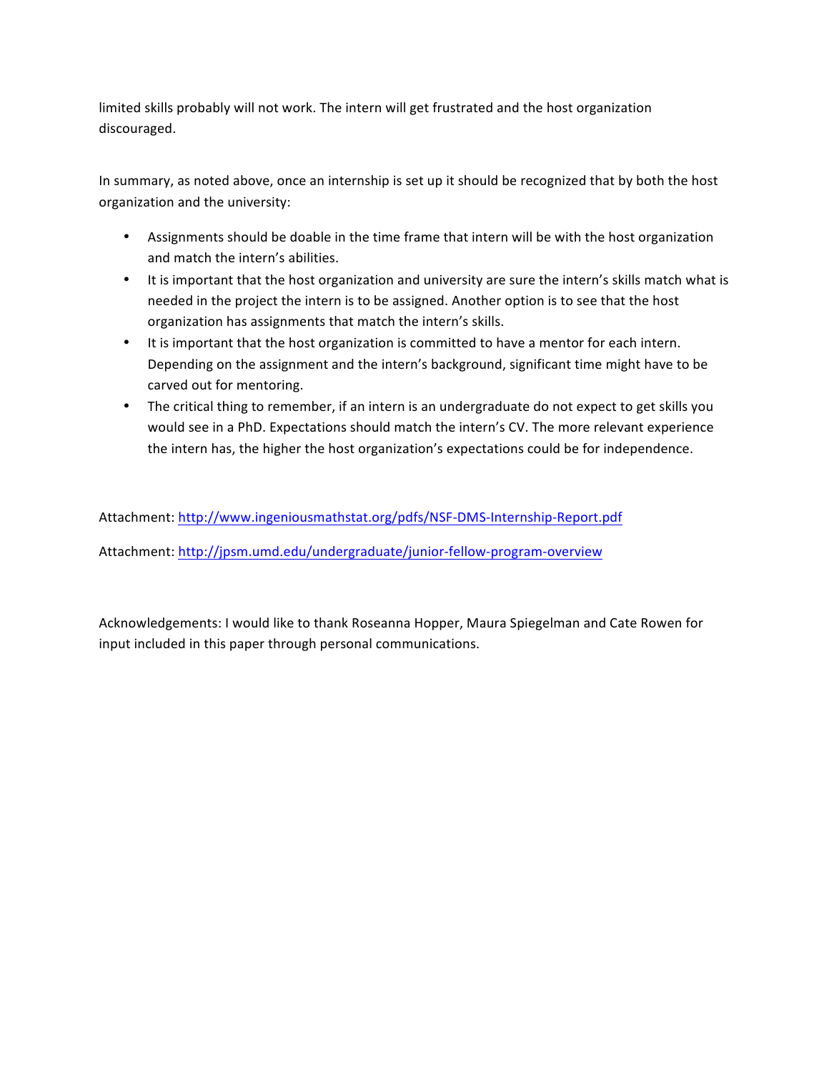limited skills probably will not work. The intern will get frustrated and the host organization discouraged.

In summary, as noted above, once an internship is set up it should be recognized that by both the host organization and the university:

- Assignments should be doable in the time frame that intern will be with the host organization and match the intern's abilities.
- It is important that the host organization and university are sure the intern's skills match what is needed in the project the intern is to be assigned. Another option is to see that the host organization has assignments that match the intern's skills.
- It is important that the host organization is committed to have a mentor for each intern. Depending on the assignment and the intern's background, significant time might have to be carved out for mentoring.
- The critical thing to remember, if an intern is an undergraduate do not expect to get skills you would see in a PhD. Expectations should match the intern's CV. The more relevant experience the intern has, the higher the host organization's expectations could be for independence.

Attachment: [http://www.ingeniousmathstat.org/pdfs/NSF-DMS-Internship-Report.pdf](http://www.ingeniousmathstat.org/pdfs/NSF-DMS-Internship-Report.pdf)

Attachment: [http://jpsm.umd.edu/undergraduate/junior-fellow-program-overview](http://jpsm.umd.edu/undergraduate/junior-fellow-program-overview)

Acknowledgements: I would like to thank Roseanna Hopper, Maura Spiegelman and Cate Rowen for input included in this paper through personal communications.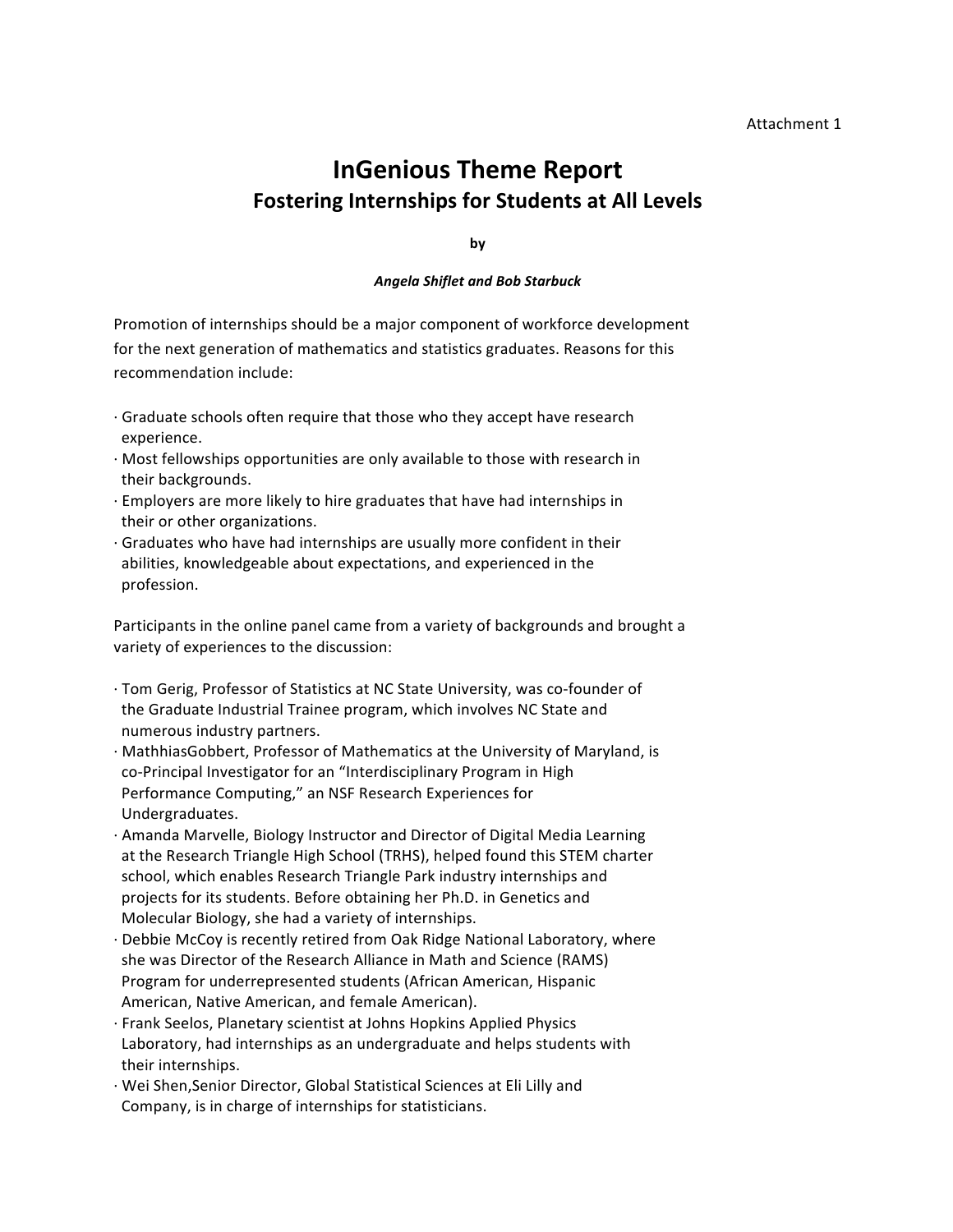Attachment 1

# InGenious Theme Report
## Fostering Internships for Students at All Levels

**by**

***Angela Shiflet and Bob Starbuck***

Promotion of internships should be a major component of workforce development for the next generation of mathematics and statistics graduates. Reasons for this recommendation include:

- Graduate schools often require that those who they accept have research experience.
- Most fellowships opportunities are only available to those with research in their backgrounds.
- Employers are more likely to hire graduates that have had internships in their or other organizations.
- Graduates who have had internships are usually more confident in their abilities, knowledgeable about expectations, and experienced in the profession.

Participants in the online panel came from a variety of backgrounds and brought a variety of experiences to the discussion:

- Tom Gerig, Professor of Statistics at NC State University, was co-founder of the Graduate Industrial Trainee program, which involves NC State and numerous industry partners.
- MathhiasGobbert, Professor of Mathematics at the University of Maryland, is co-Principal Investigator for an "Interdisciplinary Program in High Performance Computing," an NSF Research Experiences for Undergraduates.
- Amanda Marvelle, Biology Instructor and Director of Digital Media Learning at the Research Triangle High School (TRHS), helped found this STEM charter school, which enables Research Triangle Park industry internships and projects for its students. Before obtaining her Ph.D. in Genetics and Molecular Biology, she had a variety of internships.
- Debbie McCoy is recently retired from Oak Ridge National Laboratory, where she was Director of the Research Alliance in Math and Science (RAMS) Program for underrepresented students (African American, Hispanic American, Native American, and female American).
- Frank Seelos, Planetary scientist at Johns Hopkins Applied Physics Laboratory, had internships as an undergraduate and helps students with their internships.
- Wei Shen,Senior Director, Global Statistical Sciences at Eli Lilly and Company, is in charge of internships for statisticians.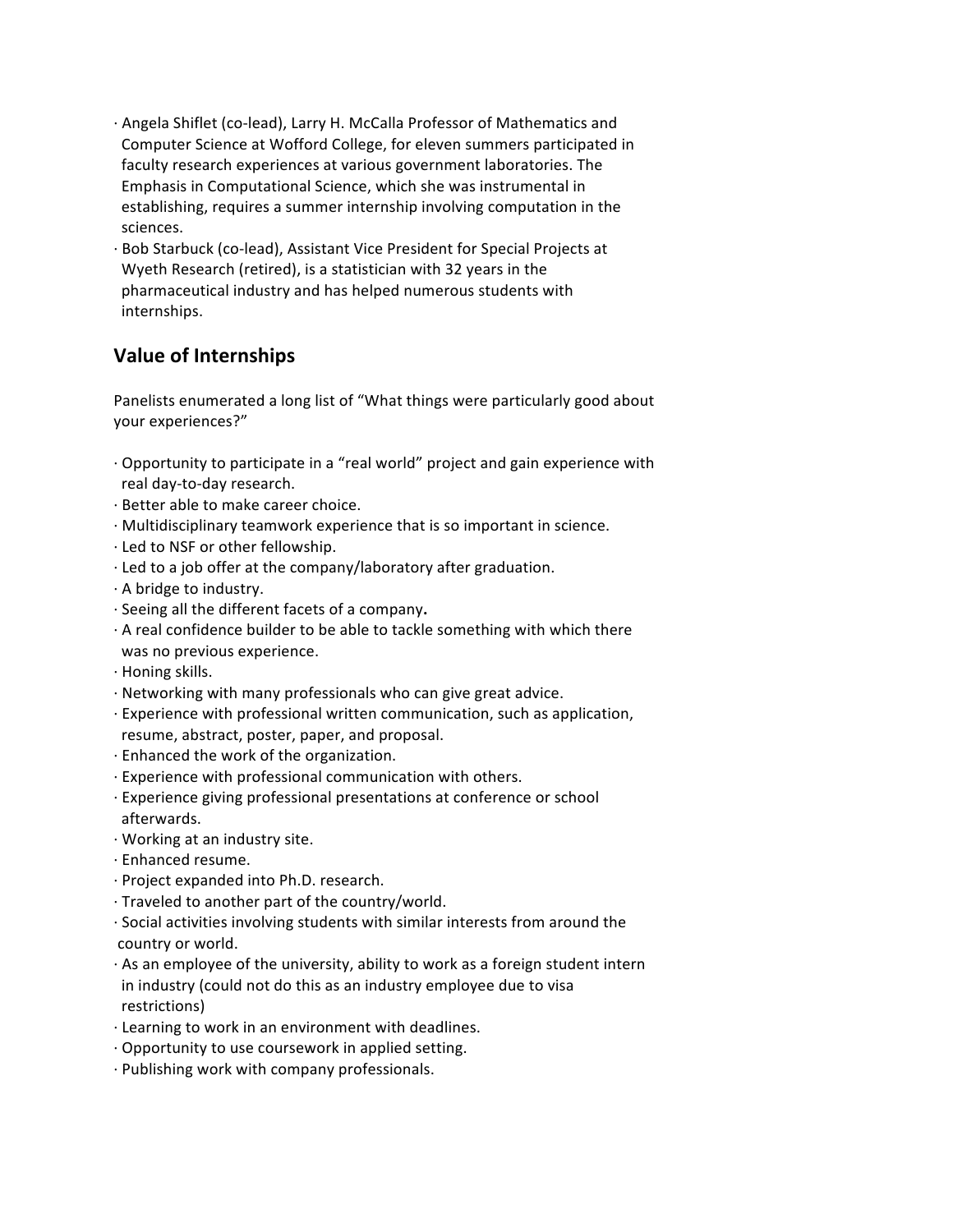- Angela Shiflet (co-lead), Larry H. McCalla Professor of Mathematics and Computer Science at Wofford College, for eleven summers participated in faculty research experiences at various government laboratories. The Emphasis in Computational Science, which she was instrumental in establishing, requires a summer internship involving computation in the sciences.
- Bob Starbuck (co-lead), Assistant Vice President for Special Projects at Wyeth Research (retired), is a statistician with 32 years in the pharmaceutical industry and has helped numerous students with internships.

## Value of Internships

Panelists enumerated a long list of "What things were particularly good about your experiences?"

- Opportunity to participate in a "real world" project and gain experience with real day-to-day research.
- Better able to make career choice.
- Multidisciplinary teamwork experience that is so important in science.
- Led to NSF or other fellowship.
- Led to a job offer at the company/laboratory after graduation.
- A bridge to industry.
- Seeing all the different facets of a company**.**
- A real confidence builder to be able to tackle something with which there was no previous experience.
- Honing skills.
- Networking with many professionals who can give great advice.
- Experience with professional written communication, such as application, resume, abstract, poster, paper, and proposal.
- Enhanced the work of the organization.
- Experience with professional communication with others.
- Experience giving professional presentations at conference or school afterwards.
- Working at an industry site.
- Enhanced resume.
- Project expanded into Ph.D. research.
- Traveled to another part of the country/world.
- Social activities involving students with similar interests from around the country or world.
- As an employee of the university, ability to work as a foreign student intern in industry (could not do this as an industry employee due to visa restrictions)
- Learning to work in an environment with deadlines.
- Opportunity to use coursework in applied setting.
- Publishing work with company professionals.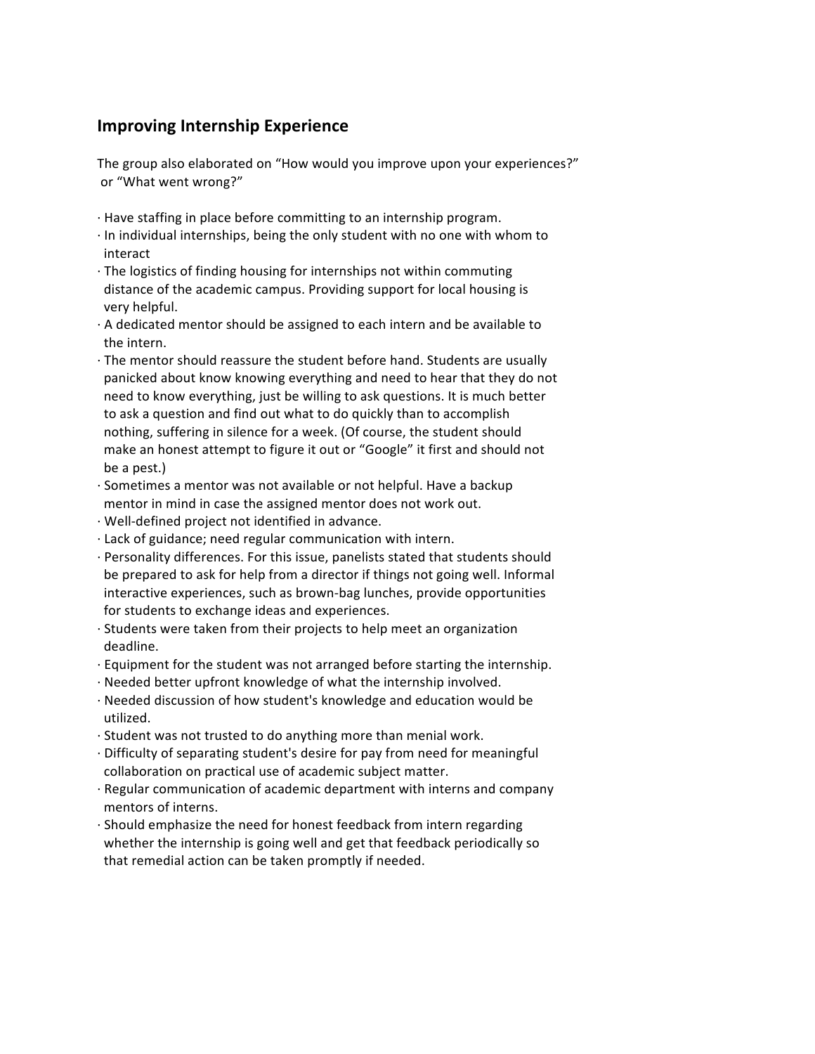## Improving Internship Experience

The group also elaborated on "How would you improve upon your experiences?" or "What went wrong?"

- Have staffing in place before committing to an internship program.
- In individual internships, being the only student with no one with whom to interact
- The logistics of finding housing for internships not within commuting distance of the academic campus. Providing support for local housing is very helpful.
- A dedicated mentor should be assigned to each intern and be available to the intern.
- The mentor should reassure the student before hand. Students are usually panicked about know knowing everything and need to hear that they do not need to know everything, just be willing to ask questions. It is much better to ask a question and find out what to do quickly than to accomplish nothing, suffering in silence for a week. (Of course, the student should make an honest attempt to figure it out or "Google" it first and should not be a pest.)
- Sometimes a mentor was not available or not helpful. Have a backup mentor in mind in case the assigned mentor does not work out.
- Well-defined project not identified in advance.
- Lack of guidance; need regular communication with intern.
- Personality differences. For this issue, panelists stated that students should be prepared to ask for help from a director if things not going well. Informal interactive experiences, such as brown-bag lunches, provide opportunities for students to exchange ideas and experiences.
- Students were taken from their projects to help meet an organization deadline.
- Equipment for the student was not arranged before starting the internship.
- Needed better upfront knowledge of what the internship involved.
- Needed discussion of how student's knowledge and education would be utilized.
- Student was not trusted to do anything more than menial work.
- Difficulty of separating student's desire for pay from need for meaningful collaboration on practical use of academic subject matter.
- Regular communication of academic department with interns and company mentors of interns.
- Should emphasize the need for honest feedback from intern regarding whether the internship is going well and get that feedback periodically so that remedial action can be taken promptly if needed.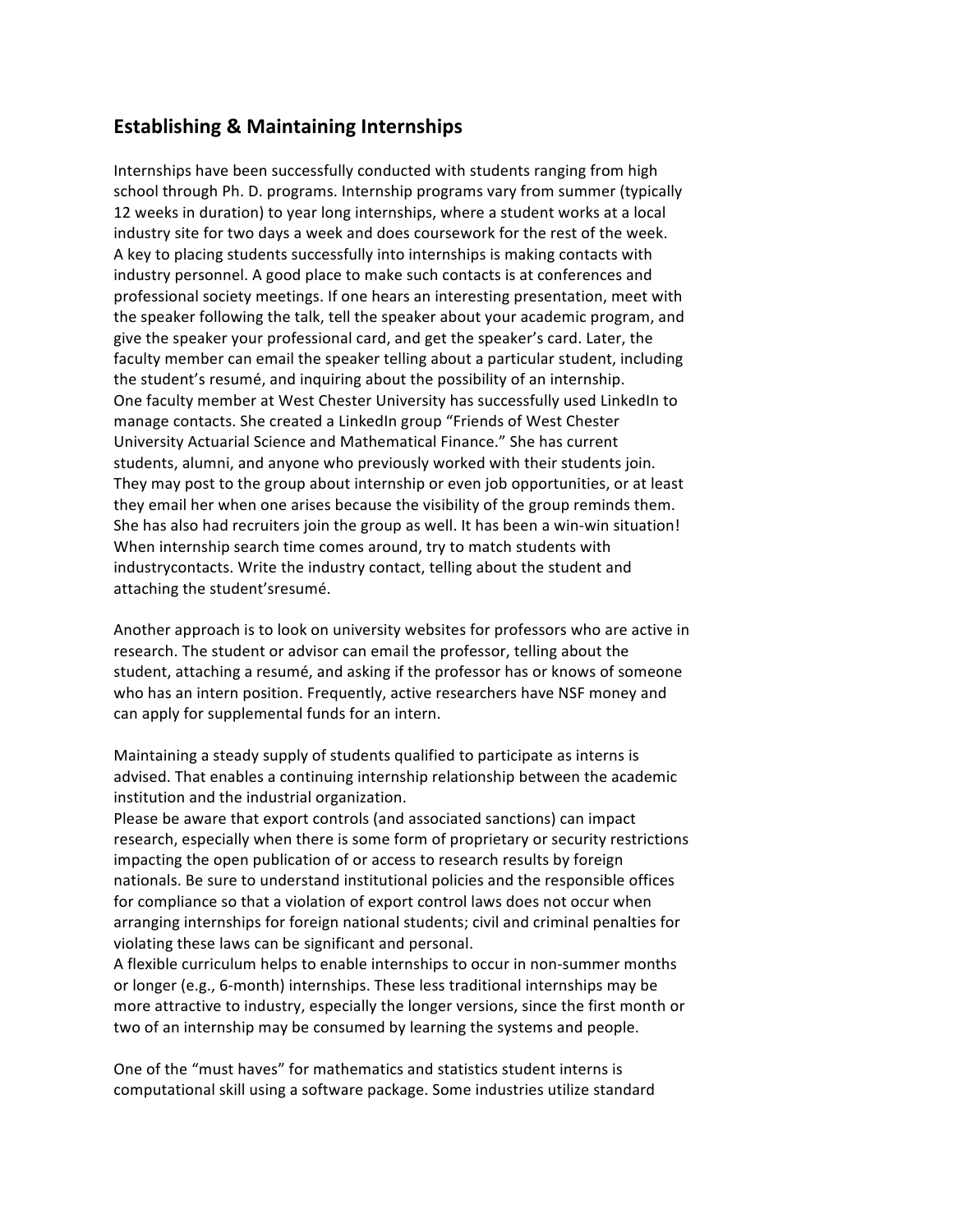## Establishing & Maintaining Internships

Internships have been successfully conducted with students ranging from high school through Ph. D. programs. Internship programs vary from summer (typically 12 weeks in duration) to year long internships, where a student works at a local industry site for two days a week and does coursework for the rest of the week.
A key to placing students successfully into internships is making contacts with industry personnel. A good place to make such contacts is at conferences and professional society meetings. If one hears an interesting presentation, meet with the speaker following the talk, tell the speaker about your academic program, and give the speaker your professional card, and get the speaker's card. Later, the faculty member can email the speaker telling about a particular student, including the student's resumé, and inquiring about the possibility of an internship.
One faculty member at West Chester University has successfully used LinkedIn to manage contacts. She created a LinkedIn group "Friends of West Chester University Actuarial Science and Mathematical Finance." She has current students, alumni, and anyone who previously worked with their students join. They may post to the group about internship or even job opportunities, or at least they email her when one arises because the visibility of the group reminds them. She has also had recruiters join the group as well. It has been a win-win situation!
When internship search time comes around, try to match students with industrycontacts. Write the industry contact, telling about the student and attaching the student'sresumé.

Another approach is to look on university websites for professors who are active in research. The student or advisor can email the professor, telling about the student, attaching a resumé, and asking if the professor has or knows of someone who has an intern position. Frequently, active researchers have NSF money and can apply for supplemental funds for an intern.

Maintaining a steady supply of students qualified to participate as interns is advised. That enables a continuing internship relationship between the academic institution and the industrial organization.
Please be aware that export controls (and associated sanctions) can impact research, especially when there is some form of proprietary or security restrictions impacting the open publication of or access to research results by foreign nationals. Be sure to understand institutional policies and the responsible offices for compliance so that a violation of export control laws does not occur when arranging internships for foreign national students; civil and criminal penalties for violating these laws can be significant and personal.
A flexible curriculum helps to enable internships to occur in non-summer months or longer (e.g., 6-month) internships. These less traditional internships may be more attractive to industry, especially the longer versions, since the first month or two of an internship may be consumed by learning the systems and people.

One of the "must haves" for mathematics and statistics student interns is computational skill using a software package. Some industries utilize standard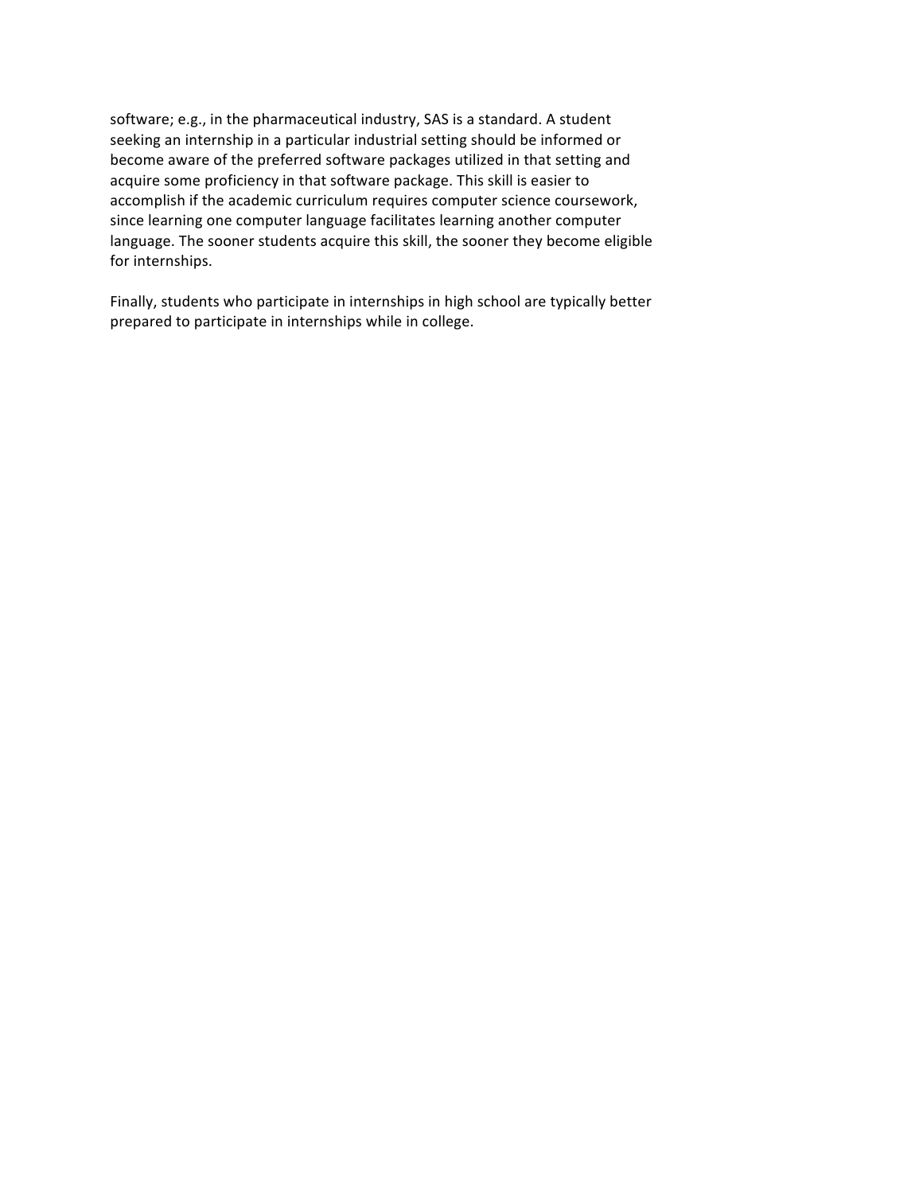software; e.g., in the pharmaceutical industry, SAS is a standard. A student seeking an internship in a particular industrial setting should be informed or become aware of the preferred software packages utilized in that setting and acquire some proficiency in that software package. This skill is easier to accomplish if the academic curriculum requires computer science coursework, since learning one computer language facilitates learning another computer language. The sooner students acquire this skill, the sooner they become eligible for internships.

Finally, students who participate in internships in high school are typically better prepared to participate in internships while in college.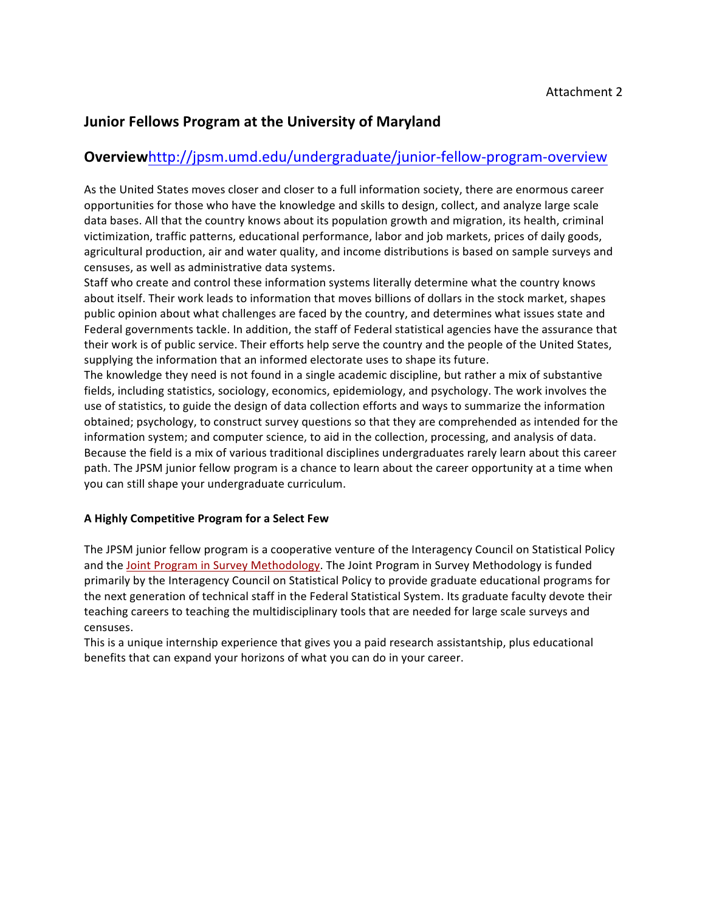Attachment 2

## Junior Fellows Program at the University of Maryland

## Overview http://jpsm.umd.edu/undergraduate/junior-fellow-program-overview

As the United States moves closer and closer to a full information society, there are enormous career opportunities for those who have the knowledge and skills to design, collect, and analyze large scale data bases. All that the country knows about its population growth and migration, its health, criminal victimization, traffic patterns, educational performance, labor and job markets, prices of daily goods, agricultural production, air and water quality, and income distributions is based on sample surveys and censuses, as well as administrative data systems.

Staff who create and control these information systems literally determine what the country knows about itself. Their work leads to information that moves billions of dollars in the stock market, shapes public opinion about what challenges are faced by the country, and determines what issues state and Federal governments tackle. In addition, the staff of Federal statistical agencies have the assurance that their work is of public service. Their efforts help serve the country and the people of the United States, supplying the information that an informed electorate uses to shape its future.

The knowledge they need is not found in a single academic discipline, but rather a mix of substantive fields, including statistics, sociology, economics, epidemiology, and psychology. The work involves the use of statistics, to guide the design of data collection efforts and ways to summarize the information obtained; psychology, to construct survey questions so that they are comprehended as intended for the information system; and computer science, to aid in the collection, processing, and analysis of data. Because the field is a mix of various traditional disciplines undergraduates rarely learn about this career path. The JPSM junior fellow program is a chance to learn about the career opportunity at a time when you can still shape your undergraduate curriculum.

### A Highly Competitive Program for a Select Few

The JPSM junior fellow program is a cooperative venture of the Interagency Council on Statistical Policy and the Joint Program in Survey Methodology. The Joint Program in Survey Methodology is funded primarily by the Interagency Council on Statistical Policy to provide graduate educational programs for the next generation of technical staff in the Federal Statistical System. Its graduate faculty devote their teaching careers to teaching the multidisciplinary tools that are needed for large scale surveys and censuses.

This is a unique internship experience that gives you a paid research assistantship, plus educational benefits that can expand your horizons of what you can do in your career.